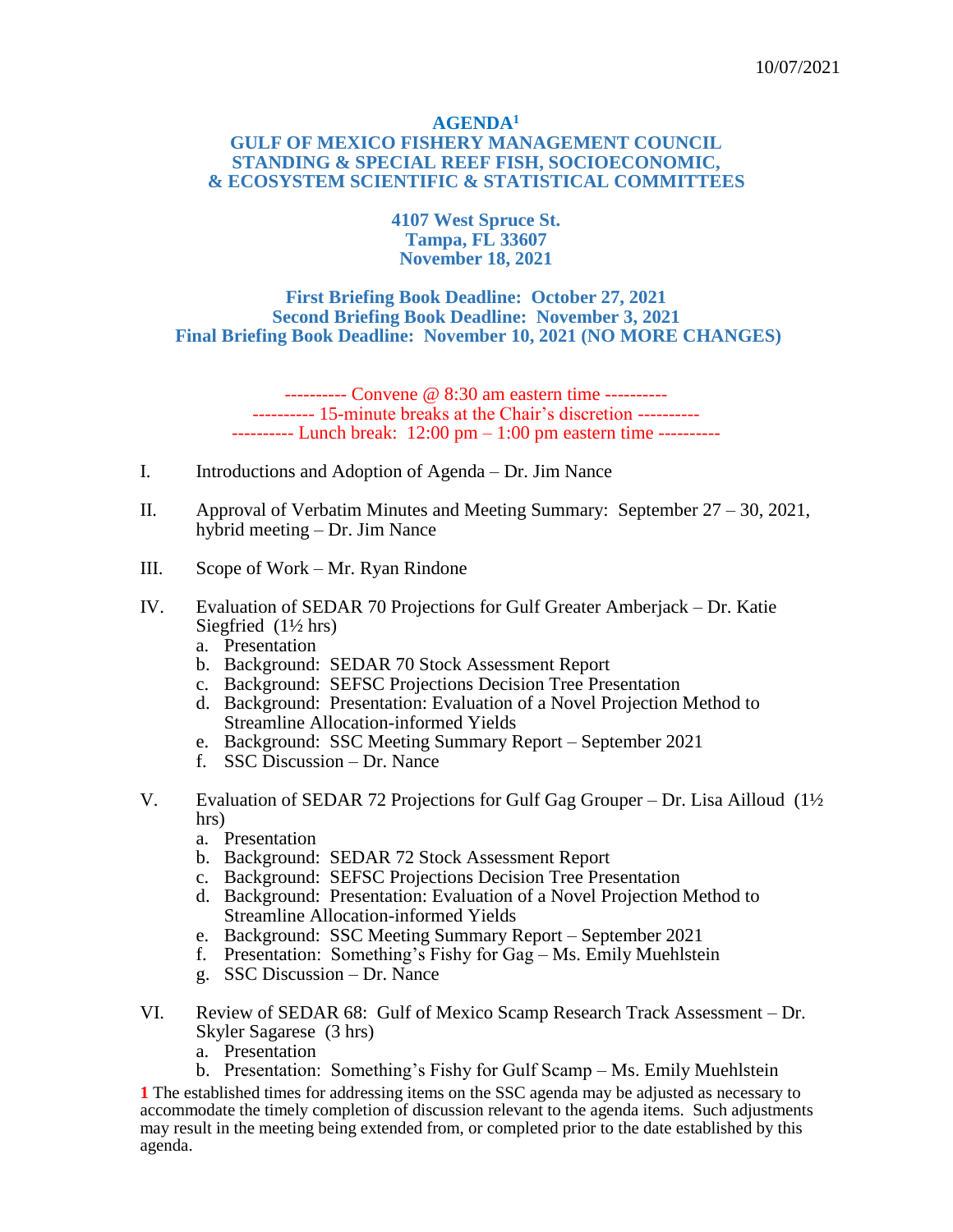10/07/2021

# AGENDA[1]
# GULF OF MEXICO FISHERY MANAGEMENT COUNCIL
# STANDING & SPECIAL REEF FISH, SOCIOECONOMIC, & ECOSYSTEM SCIENTIFIC & STATISTICAL COMMITTEES

**4107 West Spruce St.**
**Tampa, FL 33607**
**November 18, 2021**

**First Briefing Book Deadline: October 27, 2021**
**Second Briefing Book Deadline: November 3, 2021**
**Final Briefing Book Deadline: November 10, 2021 (NO MORE CHANGES)**

---------- Convene @ 8:30 am eastern time ----------
---------- 15-minute breaks at the Chair's discretion ----------
---------- Lunch break: 12:00 pm – 1:00 pm eastern time ----------

I. Introductions and Adoption of Agenda – Dr. Jim Nance

II. Approval of Verbatim Minutes and Meeting Summary: September 27 – 30, 2021, hybrid meeting – Dr. Jim Nance

III. Scope of Work – Mr. Ryan Rindone

IV. Evaluation of SEDAR 70 Projections for Gulf Greater Amberjack – Dr. Katie Siegfried (1½ hrs)
   a. Presentation
   b. Background: SEDAR 70 Stock Assessment Report
   c. Background: SEFSC Projections Decision Tree Presentation
   d. Background: Presentation: Evaluation of a Novel Projection Method to Streamline Allocation-informed Yields
   e. Background: SSC Meeting Summary Report – September 2021
   f. SSC Discussion – Dr. Nance

V. Evaluation of SEDAR 72 Projections for Gulf Gag Grouper – Dr. Lisa Ailloud (1½ hrs)
   a. Presentation
   b. Background: SEDAR 72 Stock Assessment Report
   c. Background: SEFSC Projections Decision Tree Presentation
   d. Background: Presentation: Evaluation of a Novel Projection Method to Streamline Allocation-informed Yields
   e. Background: SSC Meeting Summary Report – September 2021
   f. Presentation: Something's Fishy for Gag – Ms. Emily Muehlstein
   g. SSC Discussion – Dr. Nance

VI. Review of SEDAR 68: Gulf of Mexico Scamp Research Track Assessment – Dr. Skyler Sagarese (3 hrs)
   a. Presentation
   b. Presentation: Something's Fishy for Gulf Scamp – Ms. Emily Muehlstein

[1] The established times for addressing items on the SSC agenda may be adjusted as necessary to accommodate the timely completion of discussion relevant to the agenda items. Such adjustments may result in the meeting being extended from, or completed prior to the date established by this agenda.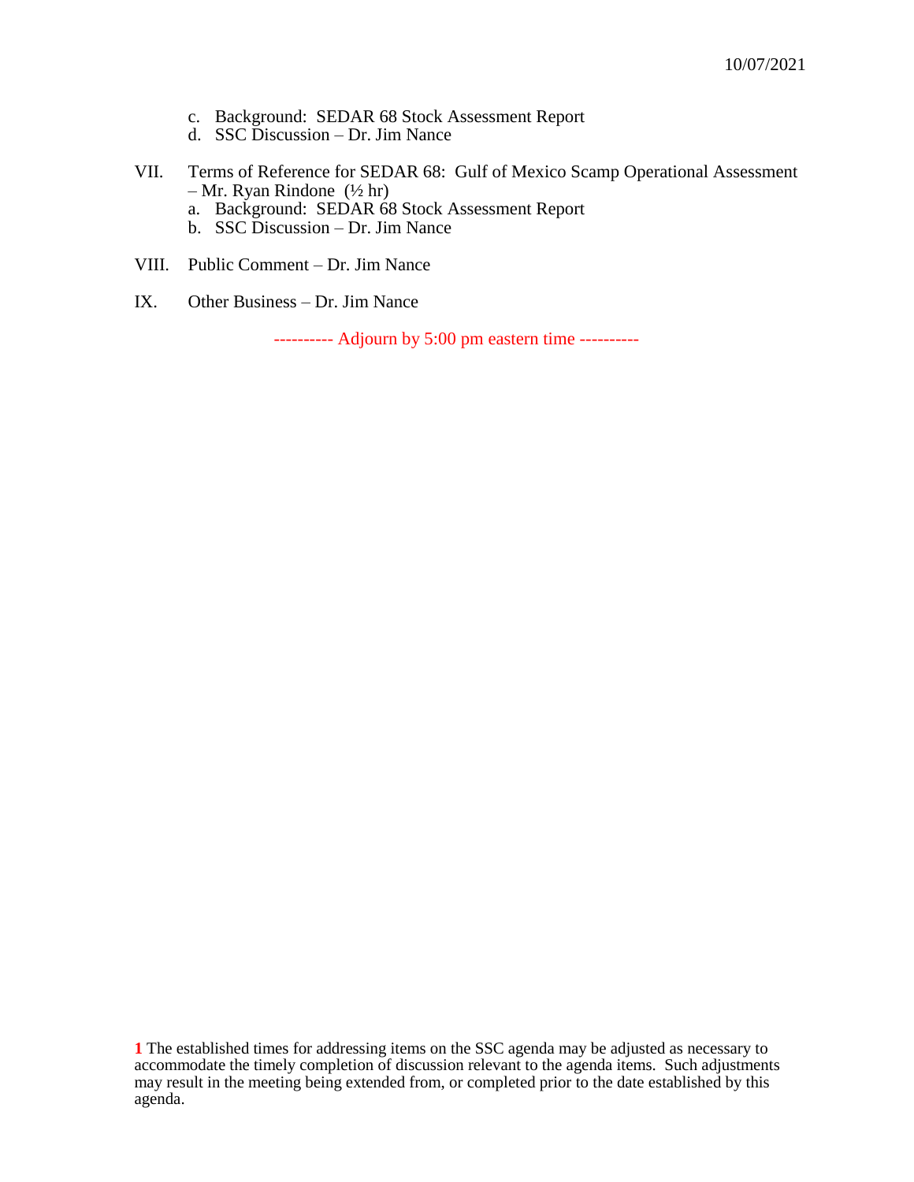c. Background: SEDAR 68 Stock Assessment Report
d. SSC Discussion – Dr. Jim Nance

VII. Terms of Reference for SEDAR 68: Gulf of Mexico Scamp Operational Assessment – Mr. Ryan Rindone (½ hr)
   a. Background: SEDAR 68 Stock Assessment Report
   b. SSC Discussion – Dr. Jim Nance

VIII. Public Comment – Dr. Jim Nance

IX. Other Business – Dr. Jim Nance

---------- Adjourn by 5:00 pm eastern time ----------

**1** The established times for addressing items on the SSC agenda may be adjusted as necessary to accommodate the timely completion of discussion relevant to the agenda items. Such adjustments may result in the meeting being extended from, or completed prior to the date established by this agenda.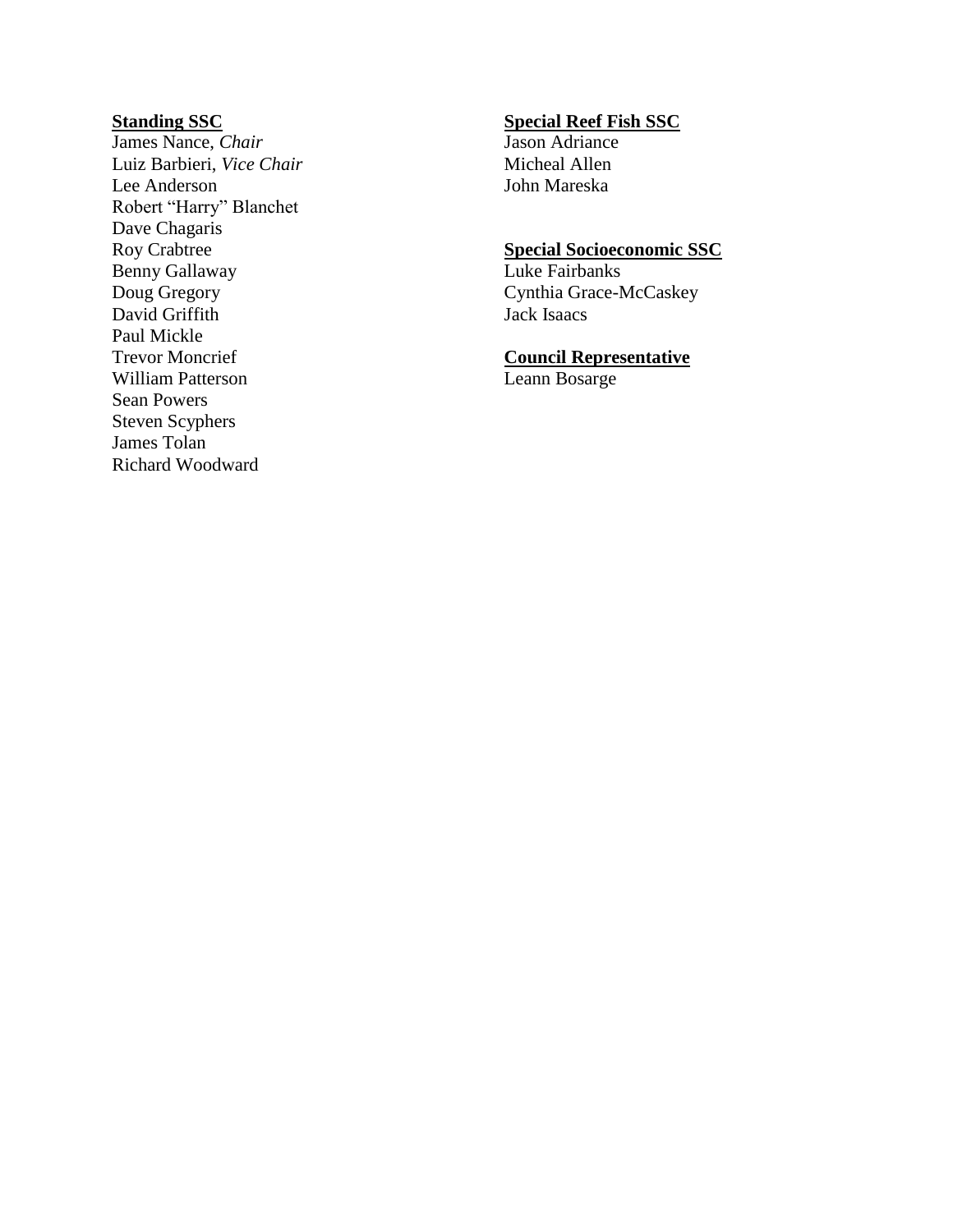**Standing SSC**

James Nance, *Chair*
Luiz Barbieri, *Vice Chair*
Lee Anderson
Robert "Harry" Blanchet
Dave Chagaris
Roy Crabtree
Benny Gallaway
Doug Gregory
David Griffith
Paul Mickle
Trevor Moncrief
William Patterson
Sean Powers
Steven Scyphers
James Tolan
Richard Woodward

**Special Reef Fish SSC**

Jason Adriance
Micheal Allen
John Mareska

**Special Socioeconomic SSC**

Luke Fairbanks
Cynthia Grace-McCaskey
Jack Isaacs

**Council Representative**

Leann Bosarge